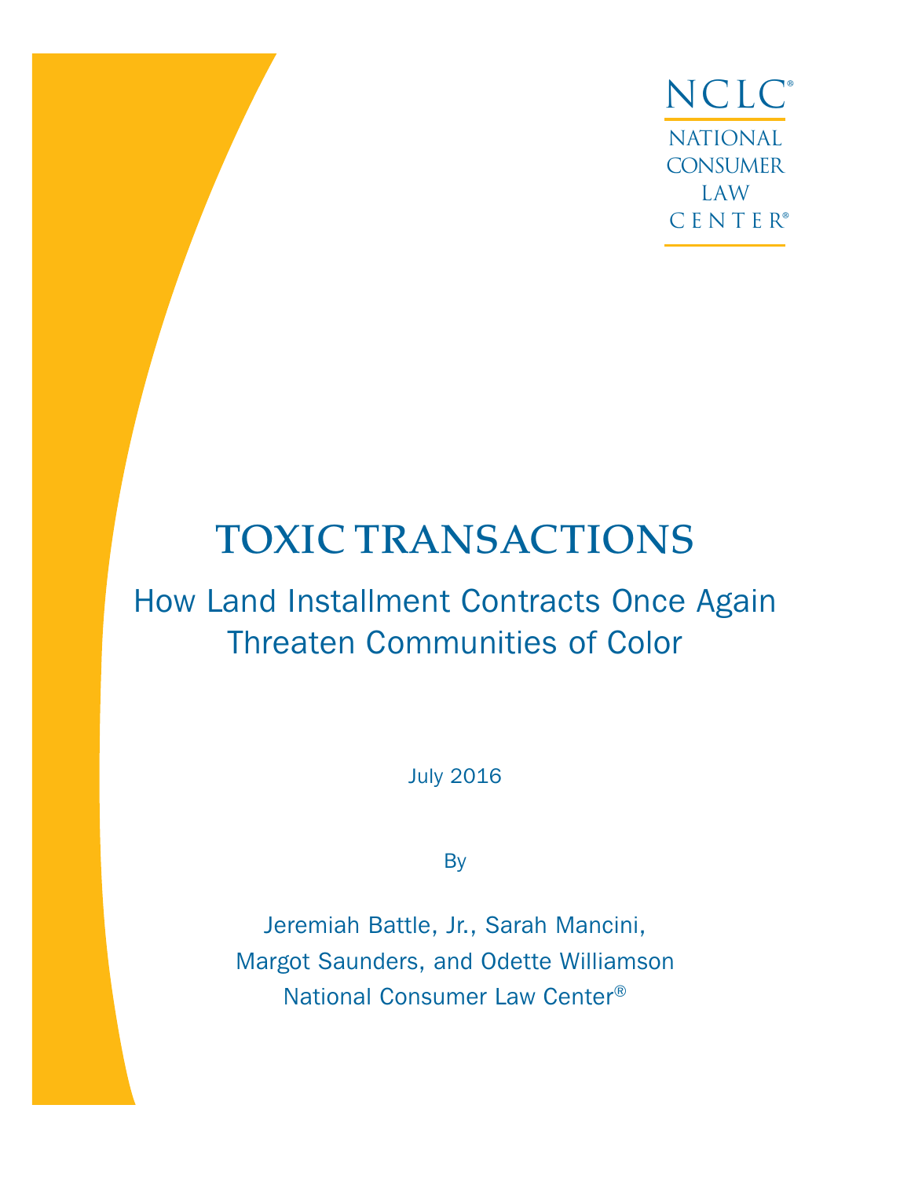NCLC®

NATIONAL CONSUMER LAW CENTER®

# TOXIC TRANSACTIONS

## How Land Installment Contracts Once Again Threaten Communities of Color

July 2016

By

Jeremiah Battle, Jr., Sarah Mancini, Margot Saunders, and Odette Williamson

National Consumer Law Center®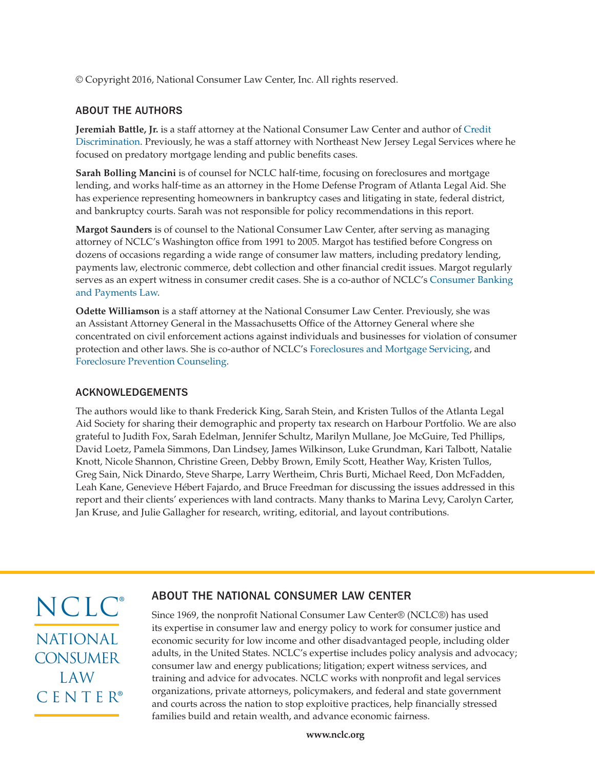© Copyright 2016, National Consumer Law Center, Inc. All rights reserved.

## ABOUT THE AUTHORS

**Jeremiah Battle, Jr.** is a staff attorney at the National Consumer Law Center and author of Credit Discrimination. Previously, he was a staff attorney with Northeast New Jersey Legal Services where he focused on predatory mortgage lending and public benefits cases.

**Sarah Bolling Mancini** is of counsel for NCLC half-time, focusing on foreclosures and mortgage lending, and works half-time as an attorney in the Home Defense Program of Atlanta Legal Aid. She has experience representing homeowners in bankruptcy cases and litigating in state, federal district, and bankruptcy courts. Sarah was not responsible for policy recommendations in this report.

**Margot Saunders** is of counsel to the National Consumer Law Center, after serving as managing attorney of NCLC's Washington office from 1991 to 2005. Margot has testified before Congress on dozens of occasions regarding a wide range of consumer law matters, including predatory lending, payments law, electronic commerce, debt collection and other financial credit issues. Margot regularly serves as an expert witness in consumer credit cases. She is a co-author of NCLC's Consumer Banking and Payments Law.

**Odette Williamson** is a staff attorney at the National Consumer Law Center. Previously, she was an Assistant Attorney General in the Massachusetts Office of the Attorney General where she concentrated on civil enforcement actions against individuals and businesses for violation of consumer protection and other laws. She is co-author of NCLC's Foreclosures and Mortgage Servicing, and Foreclosure Prevention Counseling.

## ACKNOWLEDGEMENTS

The authors would like to thank Frederick King, Sarah Stein, and Kristen Tullos of the Atlanta Legal Aid Society for sharing their demographic and property tax research on Harbour Portfolio. We are also grateful to Judith Fox, Sarah Edelman, Jennifer Schultz, Marilyn Mullane, Joe McGuire, Ted Phillips, David Loetz, Pamela Simmons, Dan Lindsey, James Wilkinson, Luke Grundman, Kari Talbott, Natalie Knott, Nicole Shannon, Christine Green, Debby Brown, Emily Scott, Heather Way, Kristen Tullos, Greg Sain, Nick Dinardo, Steve Sharpe, Larry Wertheim, Chris Burti, Michael Reed, Don McFadden, Leah Kane, Genevieve Hébert Fajardo, and Bruce Freedman for discussing the issues addressed in this report and their clients' experiences with land contracts. Many thanks to Marina Levy, Carolyn Carter, Jan Kruse, and Julie Gallagher for research, writing, editorial, and layout contributions.

NCLC® NATIONAL CONSUMER LAW CENTER®

## ABOUT THE NATIONAL CONSUMER LAW CENTER

Since 1969, the nonprofit National Consumer Law Center® (NCLC®) has used its expertise in consumer law and energy policy to work for consumer justice and economic security for low income and other disadvantaged people, including older adults, in the United States. NCLC's expertise includes policy analysis and advocacy; consumer law and energy publications; litigation; expert witness services, and training and advice for advocates. NCLC works with nonprofit and legal services organizations, private attorneys, policymakers, and federal and state government and courts across the nation to stop exploitive practices, help financially stressed families build and retain wealth, and advance economic fairness.

**www.nclc.org**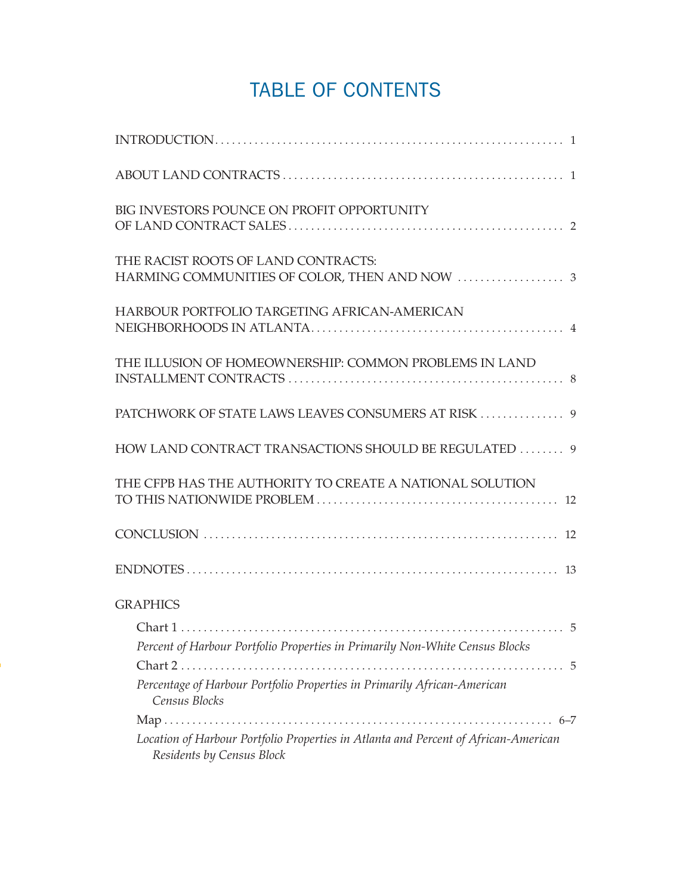# TABLE OF CONTENTS

INTRODUCTION .......... 1

ABOUT LAND CONTRACTS .......... 1

BIG INVESTORS POUNCE ON PROFIT OPPORTUNITY OF LAND CONTRACT SALES .......... 2

THE RACIST ROOTS OF LAND CONTRACTS: HARMING COMMUNITIES OF COLOR, THEN AND NOW .......... 3

HARBOUR PORTFOLIO TARGETING AFRICAN-AMERICAN NEIGHBORHOODS IN ATLANTA .......... 4

THE ILLUSION OF HOMEOWNERSHIP: COMMON PROBLEMS IN LAND INSTALLMENT CONTRACTS .......... 8

PATCHWORK OF STATE LAWS LEAVES CONSUMERS AT RISK .......... 9

HOW LAND CONTRACT TRANSACTIONS SHOULD BE REGULATED .......... 9

THE CFPB HAS THE AUTHORITY TO CREATE A NATIONAL SOLUTION TO THIS NATIONWIDE PROBLEM .......... 12

CONCLUSION .......... 12

ENDNOTES .......... 13

GRAPHICS

- Chart 1 .......... 5
  *Percent of Harbour Portfolio Properties in Primarily Non-White Census Blocks*
- Chart 2 .......... 5
  *Percentage of Harbour Portfolio Properties in Primarily African-American Census Blocks*
- Map .......... 6–7
  *Location of Harbour Portfolio Properties in Atlanta and Percent of African-American Residents by Census Block*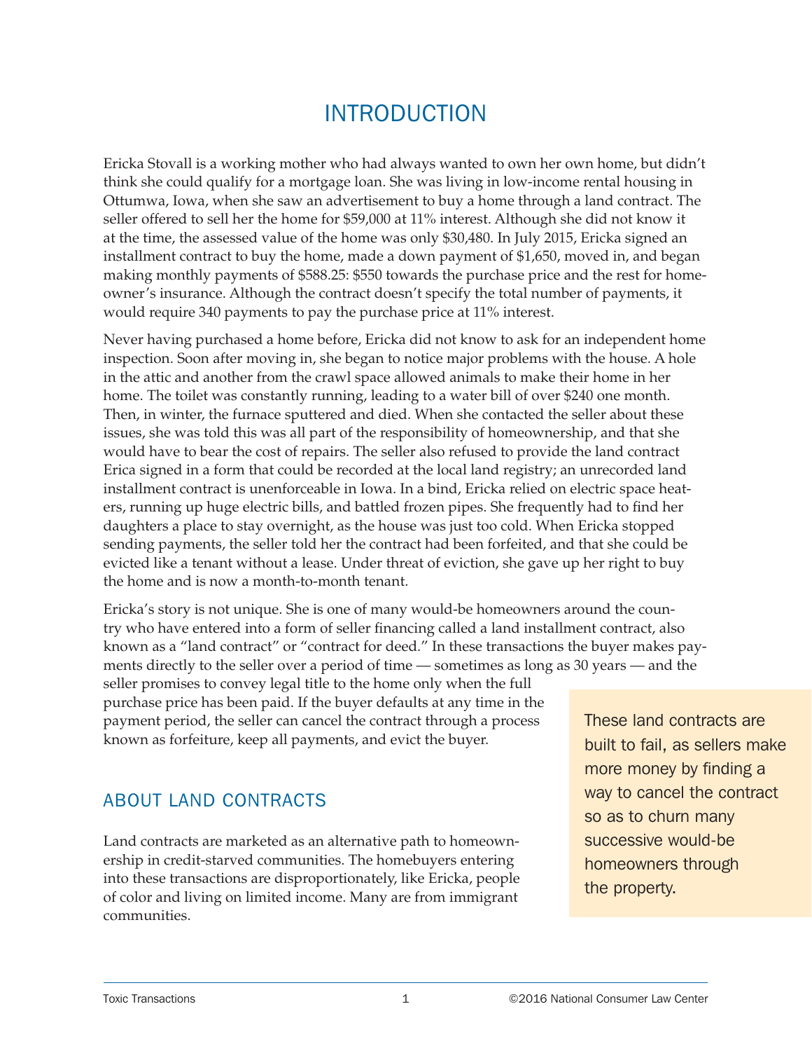# INTRODUCTION

Ericka Stovall is a working mother who had always wanted to own her own home, but didn't think she could qualify for a mortgage loan. She was living in low-income rental housing in Ottumwa, Iowa, when she saw an advertisement to buy a home through a land contract. The seller offered to sell her the home for $59,000 at 11% interest. Although she did not know it at the time, the assessed value of the home was only $30,480. In July 2015, Ericka signed an installment contract to buy the home, made a down payment of $1,650, moved in, and began making monthly payments of $588.25: $550 towards the purchase price and the rest for homeowner's insurance. Although the contract doesn't specify the total number of payments, it would require 340 payments to pay the purchase price at 11% interest.

Never having purchased a home before, Ericka did not know to ask for an independent home inspection. Soon after moving in, she began to notice major problems with the house. A hole in the attic and another from the crawl space allowed animals to make their home in her home. The toilet was constantly running, leading to a water bill of over $240 one month. Then, in winter, the furnace sputtered and died. When she contacted the seller about these issues, she was told this was all part of the responsibility of homeownership, and that she would have to bear the cost of repairs. The seller also refused to provide the land contract Erica signed in a form that could be recorded at the local land registry; an unrecorded land installment contract is unenforceable in Iowa. In a bind, Ericka relied on electric space heaters, running up huge electric bills, and battled frozen pipes. She frequently had to find her daughters a place to stay overnight, as the house was just too cold. When Ericka stopped sending payments, the seller told her the contract had been forfeited, and that she could be evicted like a tenant without a lease. Under threat of eviction, she gave up her right to buy the home and is now a month-to-month tenant.

Ericka's story is not unique. She is one of many would-be homeowners around the country who have entered into a form of seller financing called a land installment contract, also known as a "land contract" or "contract for deed." In these transactions the buyer makes payments directly to the seller over a period of time — sometimes as long as 30 years — and the seller promises to convey legal title to the home only when the full purchase price has been paid. If the buyer defaults at any time in the payment period, the seller can cancel the contract through a process known as forfeiture, keep all payments, and evict the buyer.

> These land contracts are built to fail, as sellers make more money by finding a way to cancel the contract so as to churn many successive would-be homeowners through the property.

## ABOUT LAND CONTRACTS

Land contracts are marketed as an alternative path to homeownership in credit-starved communities. The homebuyers entering into these transactions are disproportionately, like Ericka, people of color and living on limited income. Many are from immigrant communities.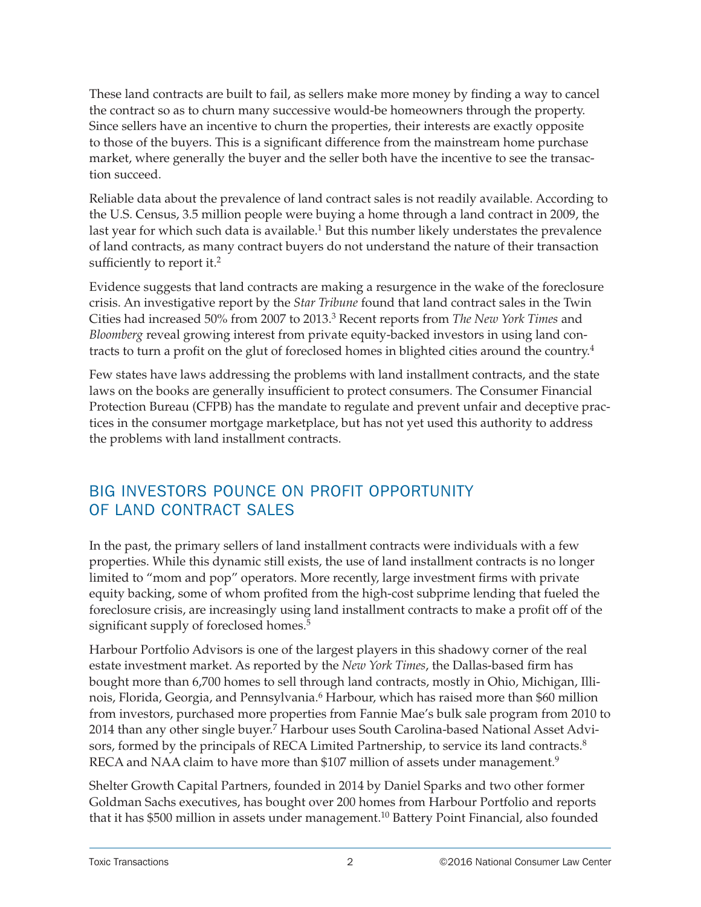These land contracts are built to fail, as sellers make more money by finding a way to cancel the contract so as to churn many successive would-be homeowners through the property. Since sellers have an incentive to churn the properties, their interests are exactly opposite to those of the buyers. This is a significant difference from the mainstream home purchase market, where generally the buyer and the seller both have the incentive to see the transaction succeed.

Reliable data about the prevalence of land contract sales is not readily available. According to the U.S. Census, 3.5 million people were buying a home through a land contract in 2009, the last year for which such data is available.[1] But this number likely understates the prevalence of land contracts, as many contract buyers do not understand the nature of their transaction sufficiently to report it.[2]

Evidence suggests that land contracts are making a resurgence in the wake of the foreclosure crisis. An investigative report by the *Star Tribune* found that land contract sales in the Twin Cities had increased 50% from 2007 to 2013.[3] Recent reports from *The New York Times* and *Bloomberg* reveal growing interest from private equity-backed investors in using land contracts to turn a profit on the glut of foreclosed homes in blighted cities around the country.[4]

Few states have laws addressing the problems with land installment contracts, and the state laws on the books are generally insufficient to protect consumers. The Consumer Financial Protection Bureau (CFPB) has the mandate to regulate and prevent unfair and deceptive practices in the consumer mortgage marketplace, but has not yet used this authority to address the problems with land installment contracts.

## BIG INVESTORS POUNCE ON PROFIT OPPORTUNITY OF LAND CONTRACT SALES

In the past, the primary sellers of land installment contracts were individuals with a few properties. While this dynamic still exists, the use of land installment contracts is no longer limited to "mom and pop" operators. More recently, large investment firms with private equity backing, some of whom profited from the high-cost subprime lending that fueled the foreclosure crisis, are increasingly using land installment contracts to make a profit off of the significant supply of foreclosed homes.[5]

Harbour Portfolio Advisors is one of the largest players in this shadowy corner of the real estate investment market. As reported by the *New York Times*, the Dallas-based firm has bought more than 6,700 homes to sell through land contracts, mostly in Ohio, Michigan, Illinois, Florida, Georgia, and Pennsylvania.[6] Harbour, which has raised more than $60 million from investors, purchased more properties from Fannie Mae's bulk sale program from 2010 to 2014 than any other single buyer.[7] Harbour uses South Carolina-based National Asset Advisors, formed by the principals of RECA Limited Partnership, to service its land contracts.[8] RECA and NAA claim to have more than $107 million of assets under management.[9]

Shelter Growth Capital Partners, founded in 2014 by Daniel Sparks and two other former Goldman Sachs executives, has bought over 200 homes from Harbour Portfolio and reports that it has $500 million in assets under management.[10] Battery Point Financial, also founded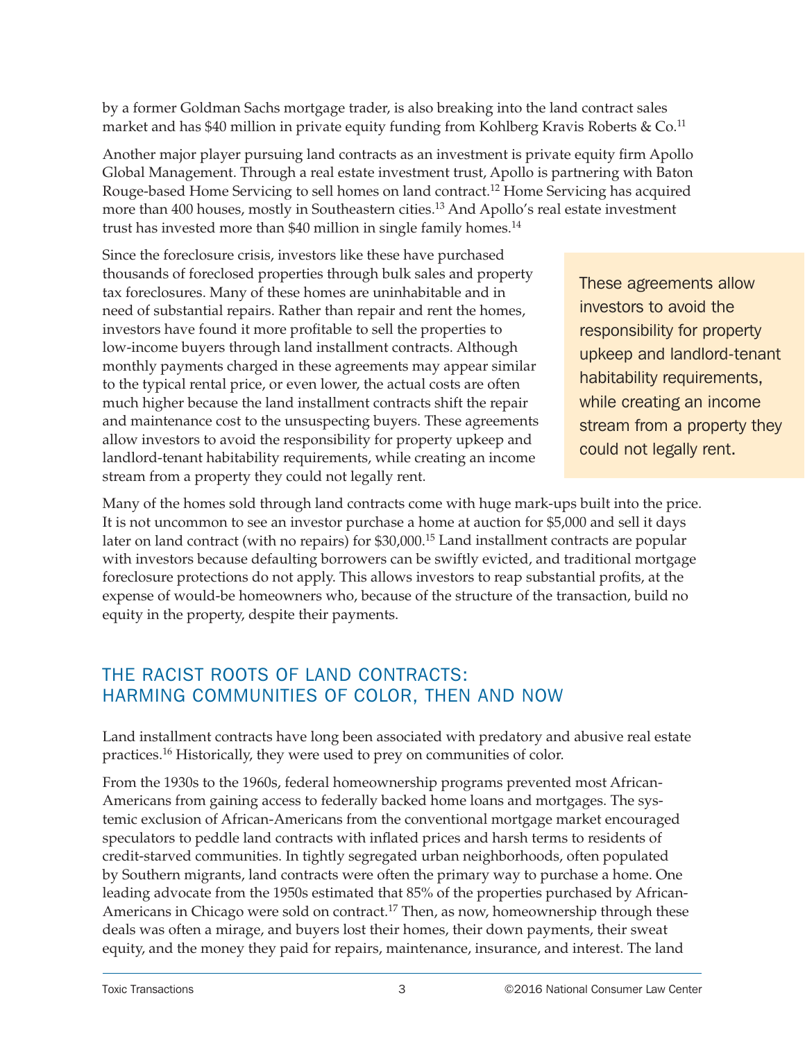by a former Goldman Sachs mortgage trader, is also breaking into the land contract sales market and has $40 million in private equity funding from Kohlberg Kravis Roberts & Co.[11]

Another major player pursuing land contracts as an investment is private equity firm Apollo Global Management. Through a real estate investment trust, Apollo is partnering with Baton Rouge-based Home Servicing to sell homes on land contract.[12] Home Servicing has acquired more than 400 houses, mostly in Southeastern cities.[13] And Apollo's real estate investment trust has invested more than $40 million in single family homes.[14]

Since the foreclosure crisis, investors like these have purchased thousands of foreclosed properties through bulk sales and property tax foreclosures. Many of these homes are uninhabitable and in need of substantial repairs. Rather than repair and rent the homes, investors have found it more profitable to sell the properties to low-income buyers through land installment contracts. Although monthly payments charged in these agreements may appear similar to the typical rental price, or even lower, the actual costs are often much higher because the land installment contracts shift the repair and maintenance cost to the unsuspecting buyers. These agreements allow investors to avoid the responsibility for property upkeep and landlord-tenant habitability requirements, while creating an income stream from a property they could not legally rent.

> These agreements allow investors to avoid the responsibility for property upkeep and landlord-tenant habitability requirements, while creating an income stream from a property they could not legally rent.

Many of the homes sold through land contracts come with huge mark-ups built into the price. It is not uncommon to see an investor purchase a home at auction for $5,000 and sell it days later on land contract (with no repairs) for $30,000.[15] Land installment contracts are popular with investors because defaulting borrowers can be swiftly evicted, and traditional mortgage foreclosure protections do not apply. This allows investors to reap substantial profits, at the expense of would-be homeowners who, because of the structure of the transaction, build no equity in the property, despite their payments.

## THE RACIST ROOTS OF LAND CONTRACTS: HARMING COMMUNITIES OF COLOR, THEN AND NOW

Land installment contracts have long been associated with predatory and abusive real estate practices.[16] Historically, they were used to prey on communities of color.

From the 1930s to the 1960s, federal homeownership programs prevented most African-Americans from gaining access to federally backed home loans and mortgages. The systemic exclusion of African-Americans from the conventional mortgage market encouraged speculators to peddle land contracts with inflated prices and harsh terms to residents of credit-starved communities. In tightly segregated urban neighborhoods, often populated by Southern migrants, land contracts were often the primary way to purchase a home. One leading advocate from the 1950s estimated that 85% of the properties purchased by African-Americans in Chicago were sold on contract.[17] Then, as now, homeownership through these deals was often a mirage, and buyers lost their homes, their down payments, their sweat equity, and the money they paid for repairs, maintenance, insurance, and interest. The land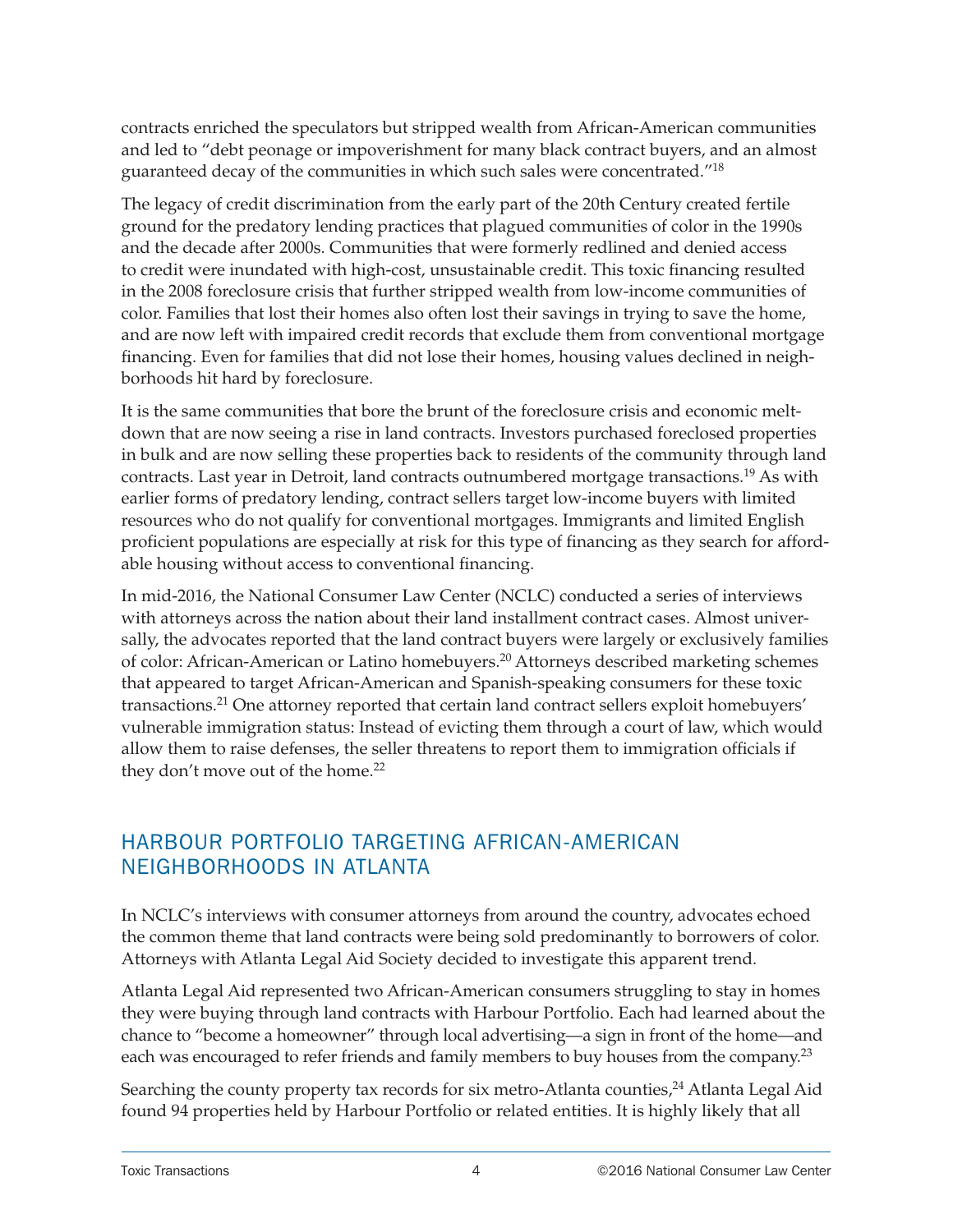contracts enriched the speculators but stripped wealth from African-American communities and led to "debt peonage or impoverishment for many black contract buyers, and an almost guaranteed decay of the communities in which such sales were concentrated."[18]

The legacy of credit discrimination from the early part of the 20th Century created fertile ground for the predatory lending practices that plagued communities of color in the 1990s and the decade after 2000s. Communities that were formerly redlined and denied access to credit were inundated with high-cost, unsustainable credit. This toxic financing resulted in the 2008 foreclosure crisis that further stripped wealth from low-income communities of color. Families that lost their homes also often lost their savings in trying to save the home, and are now left with impaired credit records that exclude them from conventional mortgage financing. Even for families that did not lose their homes, housing values declined in neighborhoods hit hard by foreclosure.

It is the same communities that bore the brunt of the foreclosure crisis and economic meltdown that are now seeing a rise in land contracts. Investors purchased foreclosed properties in bulk and are now selling these properties back to residents of the community through land contracts. Last year in Detroit, land contracts outnumbered mortgage transactions.[19] As with earlier forms of predatory lending, contract sellers target low-income buyers with limited resources who do not qualify for conventional mortgages. Immigrants and limited English proficient populations are especially at risk for this type of financing as they search for affordable housing without access to conventional financing.

In mid-2016, the National Consumer Law Center (NCLC) conducted a series of interviews with attorneys across the nation about their land installment contract cases. Almost universally, the advocates reported that the land contract buyers were largely or exclusively families of color: African-American or Latino homebuyers.[20] Attorneys described marketing schemes that appeared to target African-American and Spanish-speaking consumers for these toxic transactions.[21] One attorney reported that certain land contract sellers exploit homebuyers' vulnerable immigration status: Instead of evicting them through a court of law, which would allow them to raise defenses, the seller threatens to report them to immigration officials if they don't move out of the home.[22]

## HARBOUR PORTFOLIO TARGETING AFRICAN-AMERICAN NEIGHBORHOODS IN ATLANTA

In NCLC's interviews with consumer attorneys from around the country, advocates echoed the common theme that land contracts were being sold predominantly to borrowers of color. Attorneys with Atlanta Legal Aid Society decided to investigate this apparent trend.

Atlanta Legal Aid represented two African-American consumers struggling to stay in homes they were buying through land contracts with Harbour Portfolio. Each had learned about the chance to "become a homeowner" through local advertising—a sign in front of the home—and each was encouraged to refer friends and family members to buy houses from the company.[23]

Searching the county property tax records for six metro-Atlanta counties,[24] Atlanta Legal Aid found 94 properties held by Harbour Portfolio or related entities. It is highly likely that all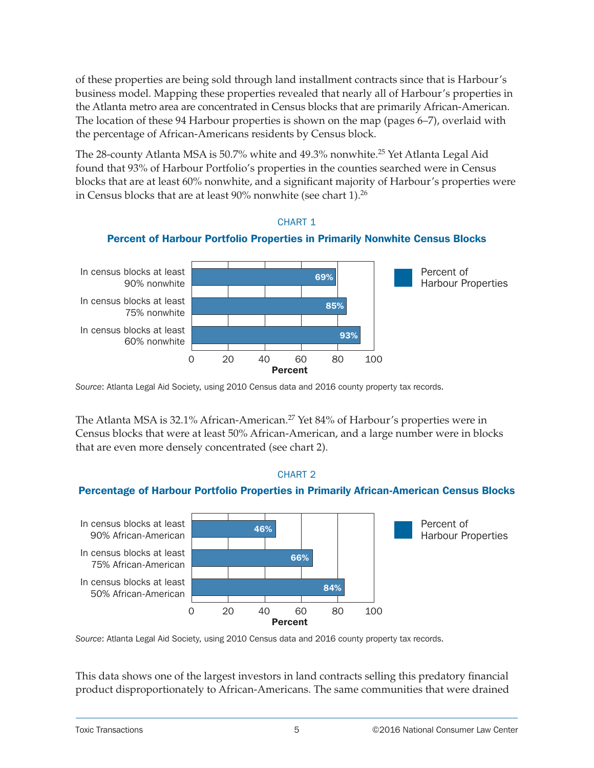of these properties are being sold through land installment contracts since that is Harbour's business model. Mapping these properties revealed that nearly all of Harbour's properties in the Atlanta metro area are concentrated in Census blocks that are primarily African-American. The location of these 94 Harbour properties is shown on the map (pages 6–7), overlaid with the percentage of African-Americans residents by Census block.

The 28-county Atlanta MSA is 50.7% white and 49.3% nonwhite.[25] Yet Atlanta Legal Aid found that 93% of Harbour Portfolio's properties in the counties searched were in Census blocks that are at least 60% nonwhite, and a significant majority of Harbour's properties were in Census blocks that are at least 90% nonwhite (see chart 1).[26]

CHART 1

**Percent of Harbour Portfolio Properties in Primarily Nonwhite Census Blocks**

| | Percent of Harbour Properties |
|---|---|
| In census blocks at least 90% nonwhite | 69% |
| In census blocks at least 75% nonwhite | 85% |
| In census blocks at least 60% nonwhite | 93% |

*Source*: Atlanta Legal Aid Society, using 2010 Census data and 2016 county property tax records.

The Atlanta MSA is 32.1% African-American.[27] Yet 84% of Harbour's properties were in Census blocks that were at least 50% African-American, and a large number were in blocks that are even more densely concentrated (see chart 2).

CHART 2

**Percentage of Harbour Portfolio Properties in Primarily African-American Census Blocks**

| | Percent of Harbour Properties |
|---|---|
| In census blocks at least 90% African-American | 46% |
| In census blocks at least 75% African-American | 66% |
| In census blocks at least 50% African-American | 84% |

*Source*: Atlanta Legal Aid Society, using 2010 Census data and 2016 county property tax records.

This data shows one of the largest investors in land contracts selling this predatory financial product disproportionately to African-Americans. The same communities that were drained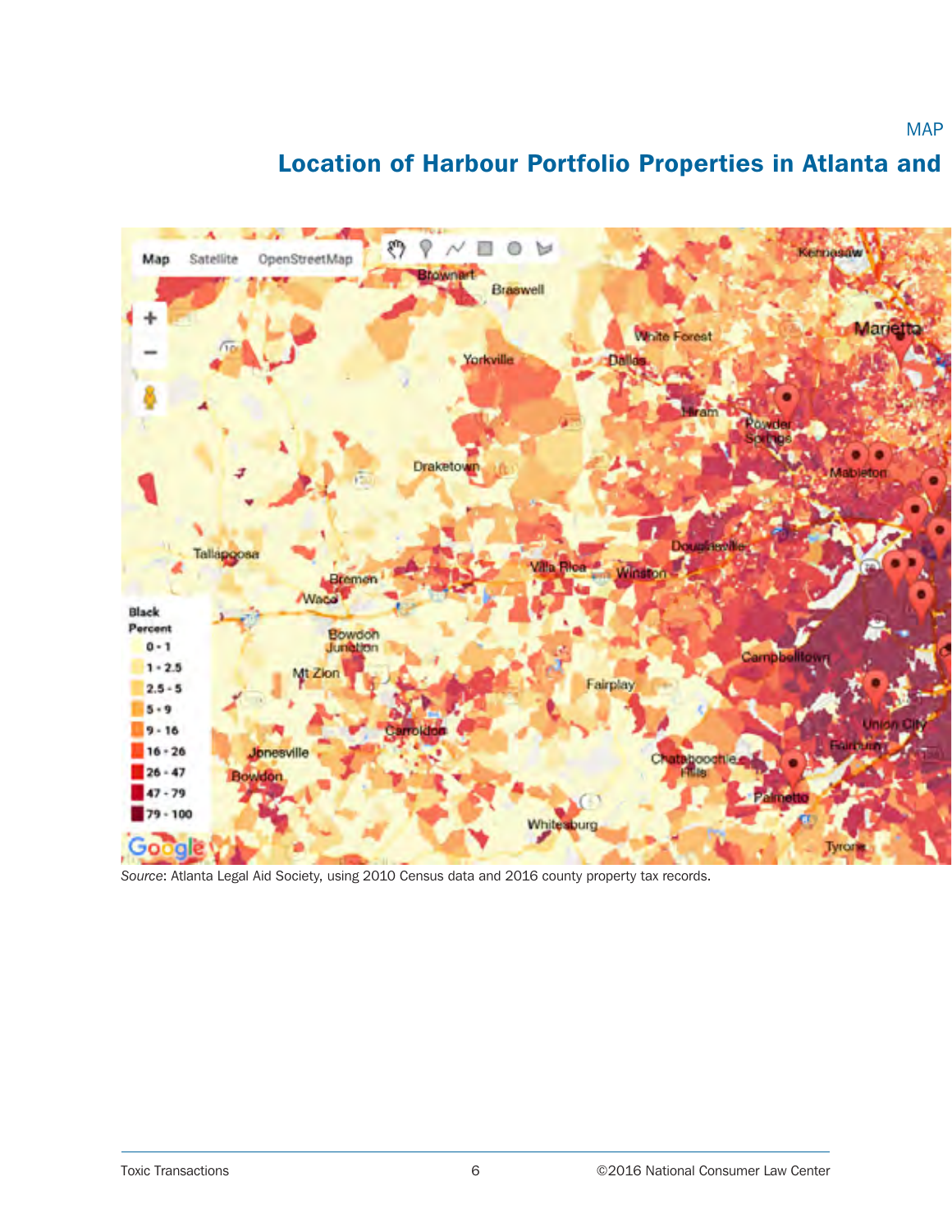MAP

## Location of Harbour Portfolio Properties in Atlanta and

*Source*: Atlanta Legal Aid Society, using 2010 Census data and 2016 county property tax records.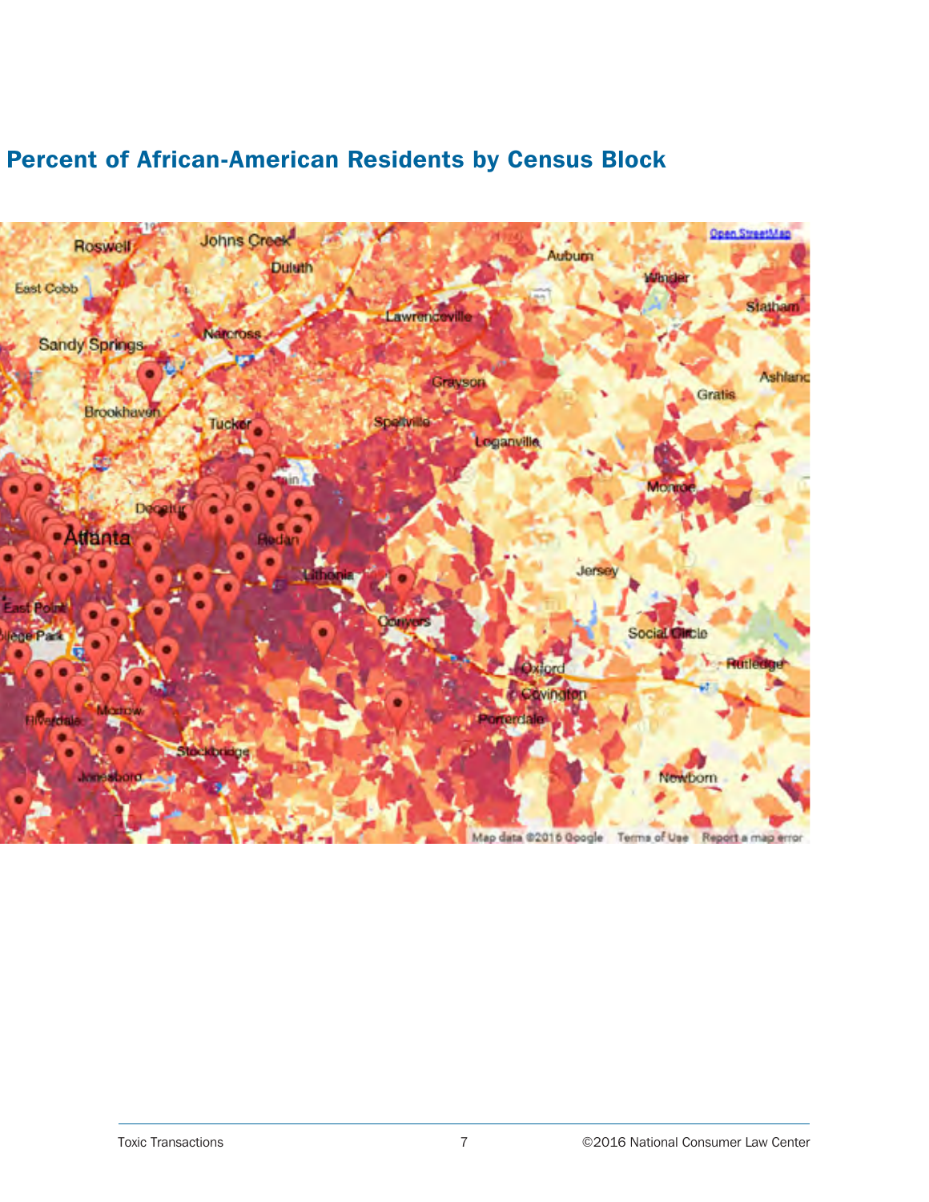## Percent of African-American Residents by Census Block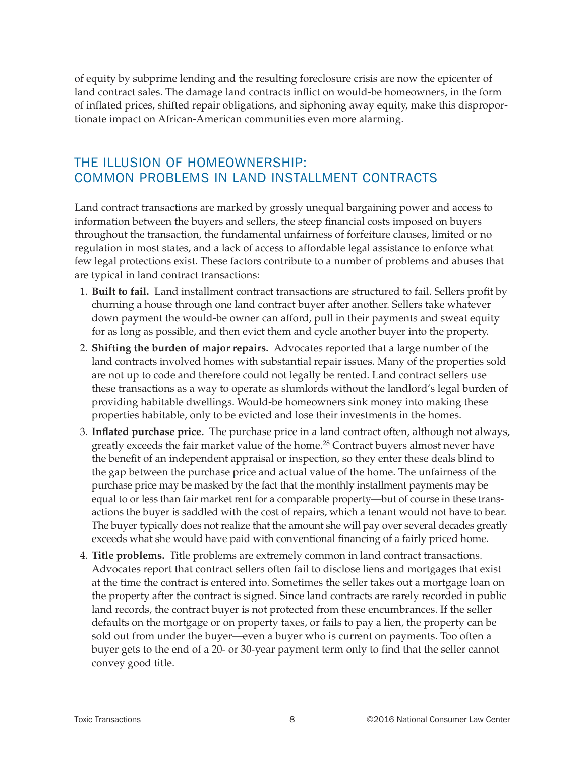of equity by subprime lending and the resulting foreclosure crisis are now the epicenter of land contract sales. The damage land contracts inflict on would-be homeowners, in the form of inflated prices, shifted repair obligations, and siphoning away equity, make this disproportionate impact on African-American communities even more alarming.

## THE ILLUSION OF HOMEOWNERSHIP: COMMON PROBLEMS IN LAND INSTALLMENT CONTRACTS

Land contract transactions are marked by grossly unequal bargaining power and access to information between the buyers and sellers, the steep financial costs imposed on buyers throughout the transaction, the fundamental unfairness of forfeiture clauses, limited or no regulation in most states, and a lack of access to affordable legal assistance to enforce what few legal protections exist. These factors contribute to a number of problems and abuses that are typical in land contract transactions:

1. **Built to fail.** Land installment contract transactions are structured to fail. Sellers profit by churning a house through one land contract buyer after another. Sellers take whatever down payment the would-be owner can afford, pull in their payments and sweat equity for as long as possible, and then evict them and cycle another buyer into the property.
2. **Shifting the burden of major repairs.** Advocates reported that a large number of the land contracts involved homes with substantial repair issues. Many of the properties sold are not up to code and therefore could not legally be rented. Land contract sellers use these transactions as a way to operate as slumlords without the landlord's legal burden of providing habitable dwellings. Would-be homeowners sink money into making these properties habitable, only to be evicted and lose their investments in the homes.
3. **Inflated purchase price.** The purchase price in a land contract often, although not always, greatly exceeds the fair market value of the home.[28] Contract buyers almost never have the benefit of an independent appraisal or inspection, so they enter these deals blind to the gap between the purchase price and actual value of the home. The unfairness of the purchase price may be masked by the fact that the monthly installment payments may be equal to or less than fair market rent for a comparable property—but of course in these transactions the buyer is saddled with the cost of repairs, which a tenant would not have to bear. The buyer typically does not realize that the amount she will pay over several decades greatly exceeds what she would have paid with conventional financing of a fairly priced home.
4. **Title problems.** Title problems are extremely common in land contract transactions. Advocates report that contract sellers often fail to disclose liens and mortgages that exist at the time the contract is entered into. Sometimes the seller takes out a mortgage loan on the property after the contract is signed. Since land contracts are rarely recorded in public land records, the contract buyer is not protected from these encumbrances. If the seller defaults on the mortgage or on property taxes, or fails to pay a lien, the property can be sold out from under the buyer—even a buyer who is current on payments. Too often a buyer gets to the end of a 20- or 30-year payment term only to find that the seller cannot convey good title.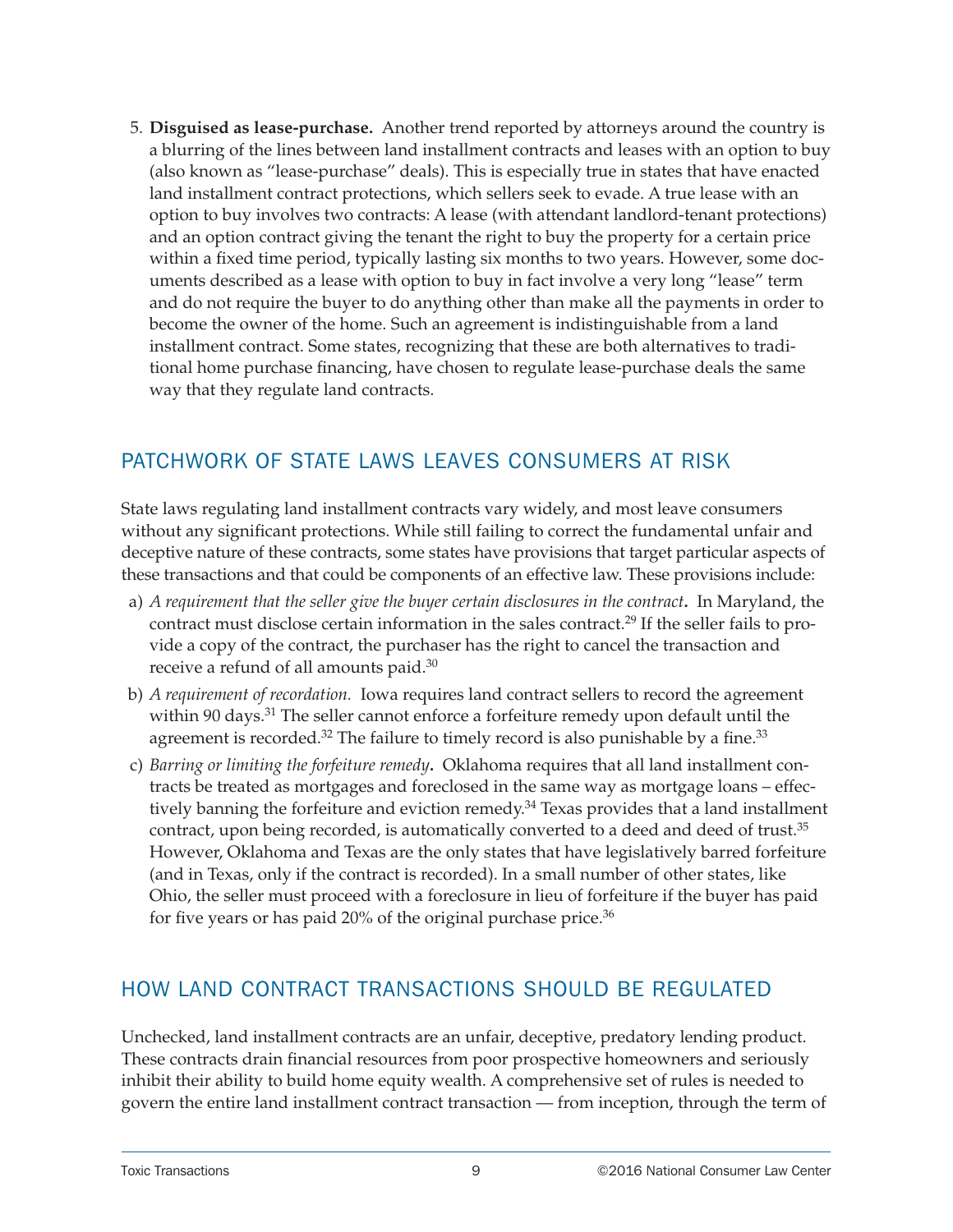5. **Disguised as lease-purchase.** Another trend reported by attorneys around the country is a blurring of the lines between land installment contracts and leases with an option to buy (also known as "lease-purchase" deals). This is especially true in states that have enacted land installment contract protections, which sellers seek to evade. A true lease with an option to buy involves two contracts: A lease (with attendant landlord-tenant protections) and an option contract giving the tenant the right to buy the property for a certain price within a fixed time period, typically lasting six months to two years. However, some documents described as a lease with option to buy in fact involve a very long "lease" term and do not require the buyer to do anything other than make all the payments in order to become the owner of the home. Such an agreement is indistinguishable from a land installment contract. Some states, recognizing that these are both alternatives to traditional home purchase financing, have chosen to regulate lease-purchase deals the same way that they regulate land contracts.

## PATCHWORK OF STATE LAWS LEAVES CONSUMERS AT RISK

State laws regulating land installment contracts vary widely, and most leave consumers without any significant protections. While still failing to correct the fundamental unfair and deceptive nature of these contracts, some states have provisions that target particular aspects of these transactions and that could be components of an effective law. These provisions include:

a) *A requirement that the seller give the buyer certain disclosures in the contract***.** In Maryland, the contract must disclose certain information in the sales contract.[29] If the seller fails to provide a copy of the contract, the purchaser has the right to cancel the transaction and receive a refund of all amounts paid.[30]

b) *A requirement of recordation.* Iowa requires land contract sellers to record the agreement within 90 days.[31] The seller cannot enforce a forfeiture remedy upon default until the agreement is recorded.[32] The failure to timely record is also punishable by a fine.[33]

c) *Barring or limiting the forfeiture remedy***.** Oklahoma requires that all land installment contracts be treated as mortgages and foreclosed in the same way as mortgage loans – effectively banning the forfeiture and eviction remedy.[34] Texas provides that a land installment contract, upon being recorded, is automatically converted to a deed and deed of trust.[35] However, Oklahoma and Texas are the only states that have legislatively barred forfeiture (and in Texas, only if the contract is recorded). In a small number of other states, like Ohio, the seller must proceed with a foreclosure in lieu of forfeiture if the buyer has paid for five years or has paid 20% of the original purchase price.[36]

## HOW LAND CONTRACT TRANSACTIONS SHOULD BE REGULATED

Unchecked, land installment contracts are an unfair, deceptive, predatory lending product. These contracts drain financial resources from poor prospective homeowners and seriously inhibit their ability to build home equity wealth. A comprehensive set of rules is needed to govern the entire land installment contract transaction — from inception, through the term of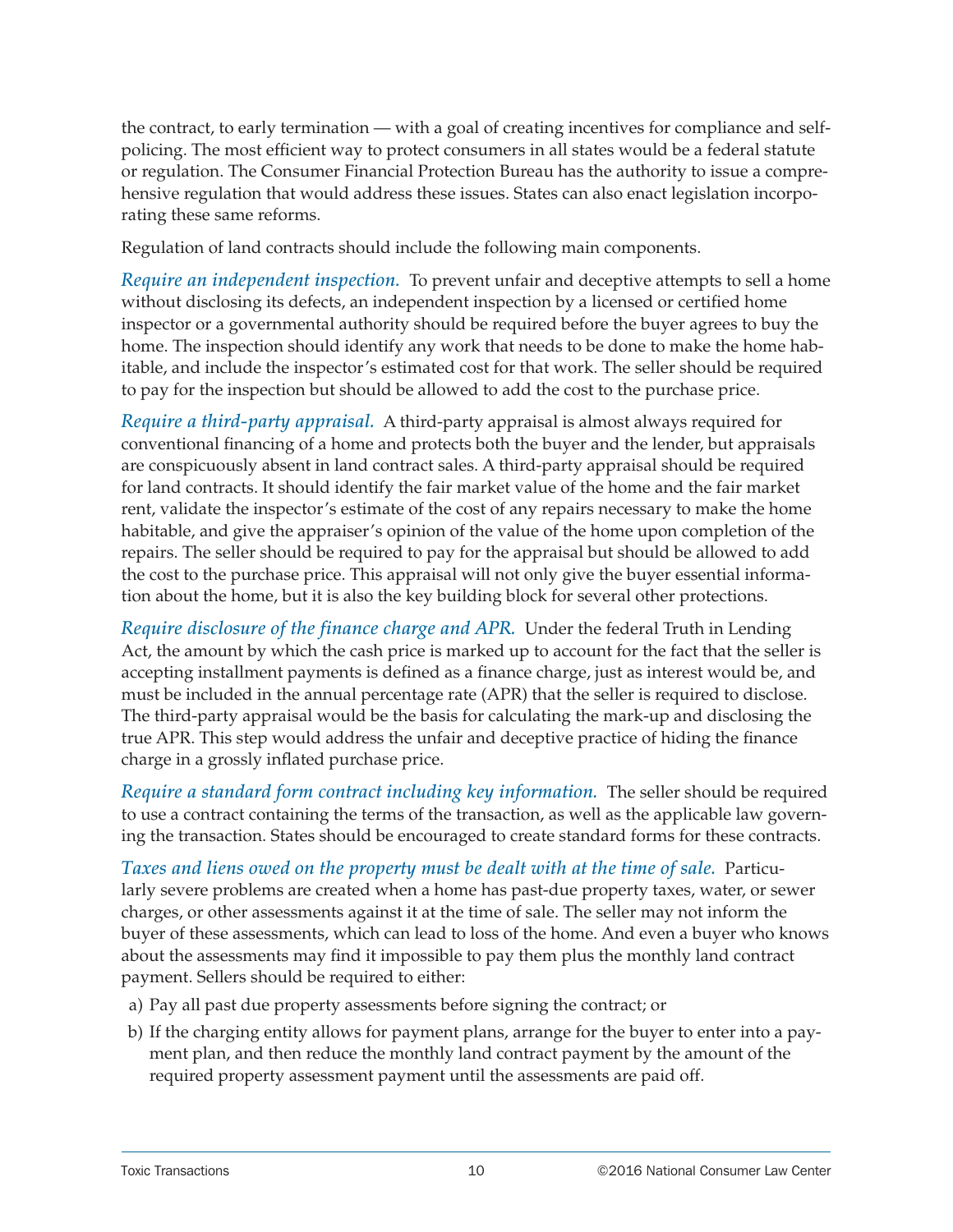the contract, to early termination — with a goal of creating incentives for compliance and self-policing. The most efficient way to protect consumers in all states would be a federal statute or regulation. The Consumer Financial Protection Bureau has the authority to issue a comprehensive regulation that would address these issues. States can also enact legislation incorporating these same reforms.

Regulation of land contracts should include the following main components.

*Require an independent inspection.* To prevent unfair and deceptive attempts to sell a home without disclosing its defects, an independent inspection by a licensed or certified home inspector or a governmental authority should be required before the buyer agrees to buy the home. The inspection should identify any work that needs to be done to make the home habitable, and include the inspector's estimated cost for that work. The seller should be required to pay for the inspection but should be allowed to add the cost to the purchase price.

*Require a third-party appraisal.* A third-party appraisal is almost always required for conventional financing of a home and protects both the buyer and the lender, but appraisals are conspicuously absent in land contract sales. A third-party appraisal should be required for land contracts. It should identify the fair market value of the home and the fair market rent, validate the inspector's estimate of the cost of any repairs necessary to make the home habitable, and give the appraiser's opinion of the value of the home upon completion of the repairs. The seller should be required to pay for the appraisal but should be allowed to add the cost to the purchase price. This appraisal will not only give the buyer essential information about the home, but it is also the key building block for several other protections.

*Require disclosure of the finance charge and APR.* Under the federal Truth in Lending Act, the amount by which the cash price is marked up to account for the fact that the seller is accepting installment payments is defined as a finance charge, just as interest would be, and must be included in the annual percentage rate (APR) that the seller is required to disclose. The third-party appraisal would be the basis for calculating the mark-up and disclosing the true APR. This step would address the unfair and deceptive practice of hiding the finance charge in a grossly inflated purchase price.

*Require a standard form contract including key information.* The seller should be required to use a contract containing the terms of the transaction, as well as the applicable law governing the transaction. States should be encouraged to create standard forms for these contracts.

*Taxes and liens owed on the property must be dealt with at the time of sale.* Particularly severe problems are created when a home has past-due property taxes, water, or sewer charges, or other assessments against it at the time of sale. The seller may not inform the buyer of these assessments, which can lead to loss of the home. And even a buyer who knows about the assessments may find it impossible to pay them plus the monthly land contract payment. Sellers should be required to either:

a) Pay all past due property assessments before signing the contract; or
b) If the charging entity allows for payment plans, arrange for the buyer to enter into a payment plan, and then reduce the monthly land contract payment by the amount of the required property assessment payment until the assessments are paid off.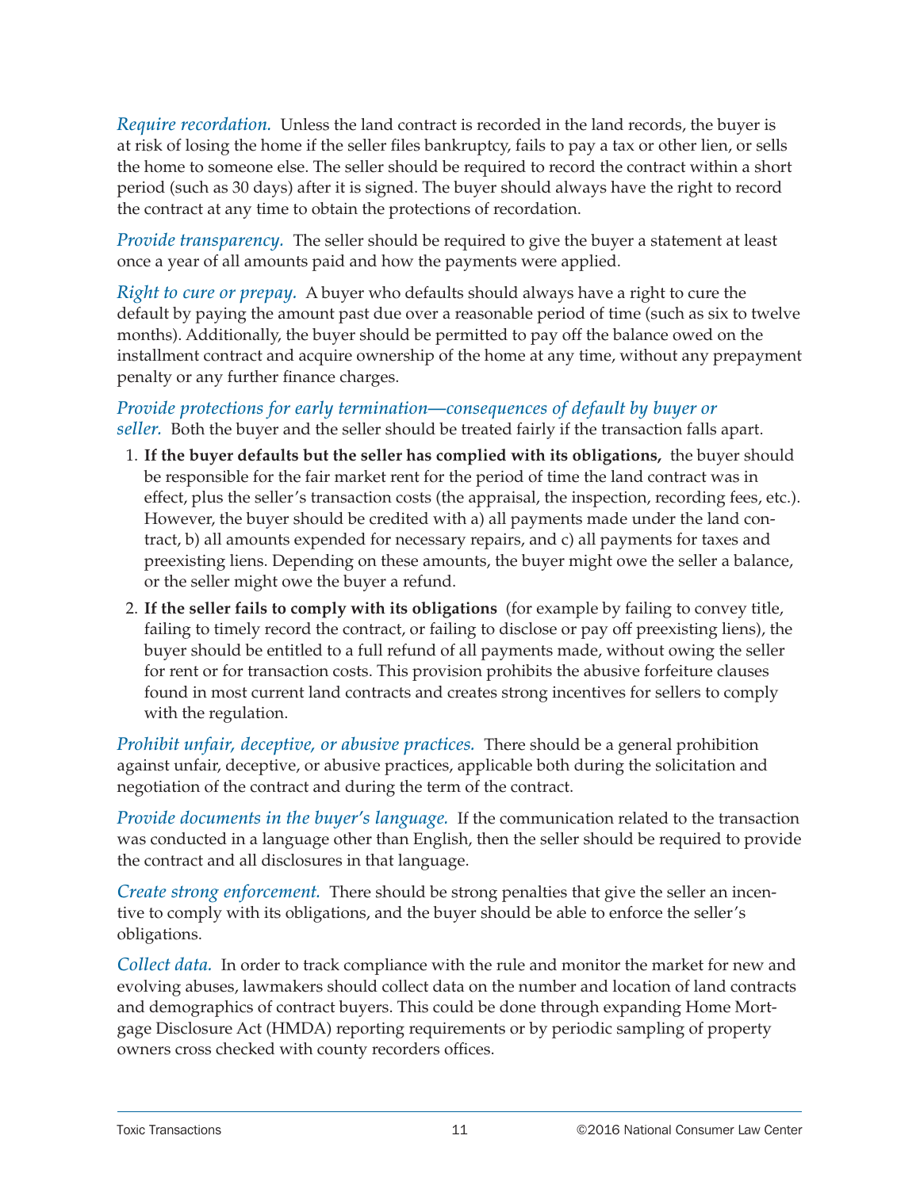*Require recordation.* Unless the land contract is recorded in the land records, the buyer is at risk of losing the home if the seller files bankruptcy, fails to pay a tax or other lien, or sells the home to someone else. The seller should be required to record the contract within a short period (such as 30 days) after it is signed. The buyer should always have the right to record the contract at any time to obtain the protections of recordation.

*Provide transparency.* The seller should be required to give the buyer a statement at least once a year of all amounts paid and how the payments were applied.

*Right to cure or prepay.* A buyer who defaults should always have a right to cure the default by paying the amount past due over a reasonable period of time (such as six to twelve months). Additionally, the buyer should be permitted to pay off the balance owed on the installment contract and acquire ownership of the home at any time, without any prepayment penalty or any further finance charges.

*Provide protections for early termination—consequences of default by buyer or seller.* Both the buyer and the seller should be treated fairly if the transaction falls apart.

1. **If the buyer defaults but the seller has complied with its obligations,** the buyer should be responsible for the fair market rent for the period of time the land contract was in effect, plus the seller's transaction costs (the appraisal, the inspection, recording fees, etc.). However, the buyer should be credited with a) all payments made under the land contract, b) all amounts expended for necessary repairs, and c) all payments for taxes and preexisting liens. Depending on these amounts, the buyer might owe the seller a balance, or the seller might owe the buyer a refund.
2. **If the seller fails to comply with its obligations** (for example by failing to convey title, failing to timely record the contract, or failing to disclose or pay off preexisting liens), the buyer should be entitled to a full refund of all payments made, without owing the seller for rent or for transaction costs. This provision prohibits the abusive forfeiture clauses found in most current land contracts and creates strong incentives for sellers to comply with the regulation.

*Prohibit unfair, deceptive, or abusive practices.* There should be a general prohibition against unfair, deceptive, or abusive practices, applicable both during the solicitation and negotiation of the contract and during the term of the contract.

*Provide documents in the buyer's language.* If the communication related to the transaction was conducted in a language other than English, then the seller should be required to provide the contract and all disclosures in that language.

*Create strong enforcement.* There should be strong penalties that give the seller an incentive to comply with its obligations, and the buyer should be able to enforce the seller's obligations.

*Collect data.* In order to track compliance with the rule and monitor the market for new and evolving abuses, lawmakers should collect data on the number and location of land contracts and demographics of contract buyers. This could be done through expanding Home Mortgage Disclosure Act (HMDA) reporting requirements or by periodic sampling of property owners cross checked with county recorders offices.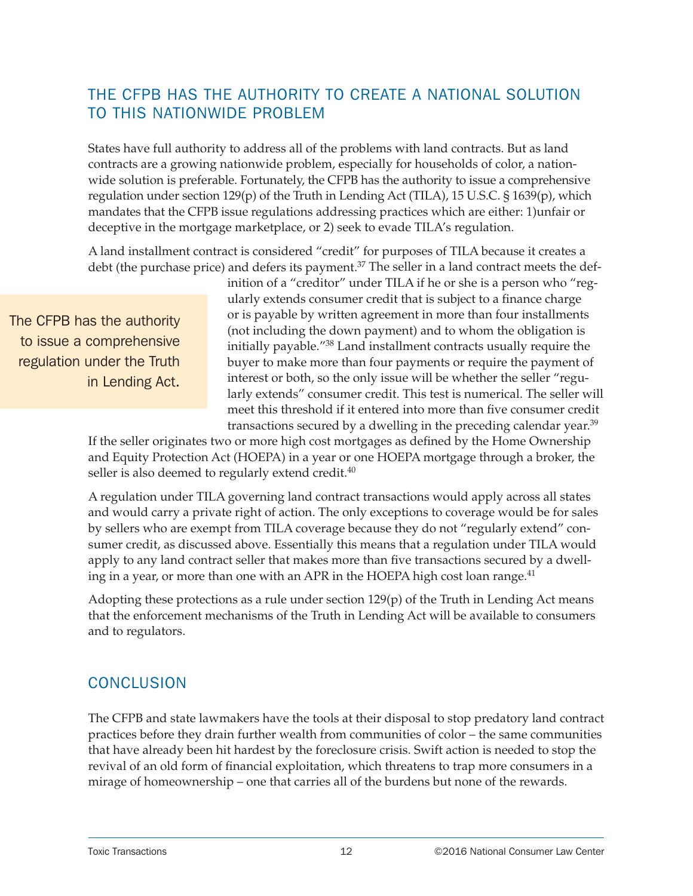## THE CFPB HAS THE AUTHORITY TO CREATE A NATIONAL SOLUTION TO THIS NATIONWIDE PROBLEM

States have full authority to address all of the problems with land contracts. But as land contracts are a growing nationwide problem, especially for households of color, a nationwide solution is preferable. Fortunately, the CFPB has the authority to issue a comprehensive regulation under section 129(p) of the Truth in Lending Act (TILA), 15 U.S.C. § 1639(p), which mandates that the CFPB issue regulations addressing practices which are either: 1)unfair or deceptive in the mortgage marketplace, or 2) seek to evade TILA's regulation.

A land installment contract is considered "credit" for purposes of TILA because it creates a debt (the purchase price) and defers its payment.[37] The seller in a land contract meets the definition of a "creditor" under TILA if he or she is a person who "regularly extends consumer credit that is subject to a finance charge or is payable by written agreement in more than four installments (not including the down payment) and to whom the obligation is initially payable."[38] Land installment contracts usually require the buyer to make more than four payments or require the payment of interest or both, so the only issue will be whether the seller "regularly extends" consumer credit. This test is numerical. The seller will meet this threshold if it entered into more than five consumer credit transactions secured by a dwelling in the preceding calendar year.[39] If the seller originates two or more high cost mortgages as defined by the Home Ownership and Equity Protection Act (HOEPA) in a year or one HOEPA mortgage through a broker, the seller is also deemed to regularly extend credit.[40]

> The CFPB has the authority to issue a comprehensive regulation under the Truth in Lending Act.

A regulation under TILA governing land contract transactions would apply across all states and would carry a private right of action. The only exceptions to coverage would be for sales by sellers who are exempt from TILA coverage because they do not "regularly extend" consumer credit, as discussed above. Essentially this means that a regulation under TILA would apply to any land contract seller that makes more than five transactions secured by a dwelling in a year, or more than one with an APR in the HOEPA high cost loan range.[41]

Adopting these protections as a rule under section 129(p) of the Truth in Lending Act means that the enforcement mechanisms of the Truth in Lending Act will be available to consumers and to regulators.

## CONCLUSION

The CFPB and state lawmakers have the tools at their disposal to stop predatory land contract practices before they drain further wealth from communities of color – the same communities that have already been hit hardest by the foreclosure crisis. Swift action is needed to stop the revival of an old form of financial exploitation, which threatens to trap more consumers in a mirage of homeownership – one that carries all of the burdens but none of the rewards.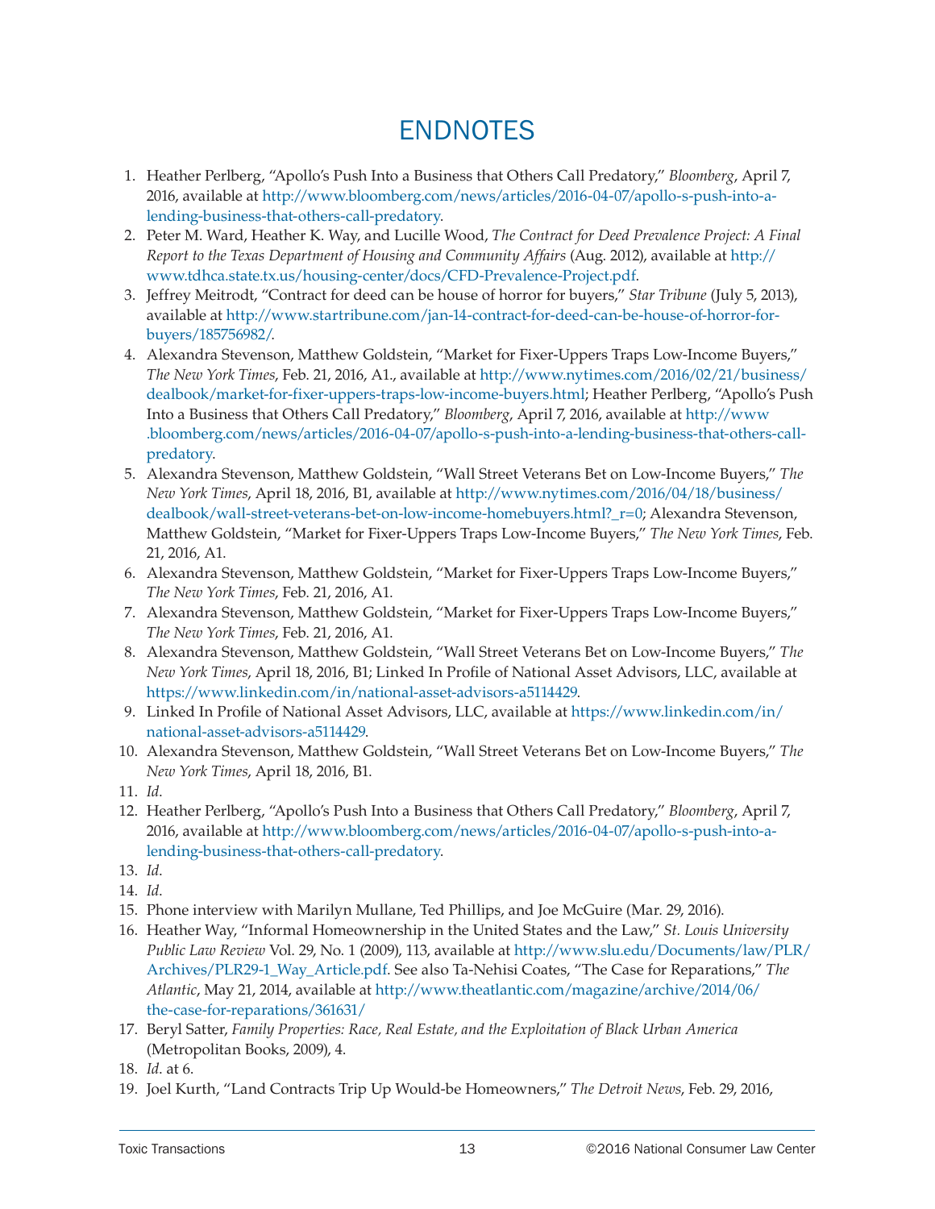# ENDNOTES

1. Heather Perlberg, "Apollo's Push Into a Business that Others Call Predatory," *Bloomberg*, April 7, 2016, available at http://www.bloomberg.com/news/articles/2016-04-07/apollo-s-push-into-a-lending-business-that-others-call-predatory.
2. Peter M. Ward, Heather K. Way, and Lucille Wood, *The Contract for Deed Prevalence Project: A Final Report to the Texas Department of Housing and Community Affairs* (Aug. 2012), available at http://www.tdhca.state.tx.us/housing-center/docs/CFD-Prevalence-Project.pdf.
3. Jeffrey Meitrodt, "Contract for deed can be house of horror for buyers," *Star Tribune* (July 5, 2013), available at http://www.startribune.com/jan-14-contract-for-deed-can-be-house-of-horror-for-buyers/185756982/.
4. Alexandra Stevenson, Matthew Goldstein, "Market for Fixer-Uppers Traps Low-Income Buyers," *The New York Times*, Feb. 21, 2016, A1., available at http://www.nytimes.com/2016/02/21/business/dealbook/market-for-fixer-uppers-traps-low-income-buyers.html; Heather Perlberg, "Apollo's Push Into a Business that Others Call Predatory," *Bloomberg*, April 7, 2016, available at http://www.bloomberg.com/news/articles/2016-04-07/apollo-s-push-into-a-lending-business-that-others-call-predatory.
5. Alexandra Stevenson, Matthew Goldstein, "Wall Street Veterans Bet on Low-Income Buyers," *The New York Times*, April 18, 2016, B1, available at http://www.nytimes.com/2016/04/18/business/dealbook/wall-street-veterans-bet-on-low-income-homebuyers.html?_r=0; Alexandra Stevenson, Matthew Goldstein, "Market for Fixer-Uppers Traps Low-Income Buyers," *The New York Times*, Feb. 21, 2016, A1.
6. Alexandra Stevenson, Matthew Goldstein, "Market for Fixer-Uppers Traps Low-Income Buyers," *The New York Times*, Feb. 21, 2016, A1.
7. Alexandra Stevenson, Matthew Goldstein, "Market for Fixer-Uppers Traps Low-Income Buyers," *The New York Times*, Feb. 21, 2016, A1.
8. Alexandra Stevenson, Matthew Goldstein, "Wall Street Veterans Bet on Low-Income Buyers," *The New York Times*, April 18, 2016, B1; Linked In Profile of National Asset Advisors, LLC, available at https://www.linkedin.com/in/national-asset-advisors-a5114429.
9. Linked In Profile of National Asset Advisors, LLC, available at https://www.linkedin.com/in/national-asset-advisors-a5114429.
10. Alexandra Stevenson, Matthew Goldstein, "Wall Street Veterans Bet on Low-Income Buyers," *The New York Times*, April 18, 2016, B1.
11. *Id*.
12. Heather Perlberg, "Apollo's Push Into a Business that Others Call Predatory," *Bloomberg*, April 7, 2016, available at http://www.bloomberg.com/news/articles/2016-04-07/apollo-s-push-into-a-lending-business-that-others-call-predatory.
13. *Id*.
14. *Id*.
15. Phone interview with Marilyn Mullane, Ted Phillips, and Joe McGuire (Mar. 29, 2016).
16. Heather Way, "Informal Homeownership in the United States and the Law," *St. Louis University Public Law Review* Vol. 29, No. 1 (2009), 113, available at http://www.slu.edu/Documents/law/PLR/Archives/PLR29-1_Way_Article.pdf. See also Ta-Nehisi Coates, "The Case for Reparations," *The Atlantic*, May 21, 2014, available at http://www.theatlantic.com/magazine/archive/2014/06/the-case-for-reparations/361631/
17. Beryl Satter, *Family Properties: Race, Real Estate, and the Exploitation of Black Urban America* (Metropolitan Books, 2009), 4.
18. *Id*. at 6.
19. Joel Kurth, "Land Contracts Trip Up Would-be Homeowners," *The Detroit News*, Feb. 29, 2016,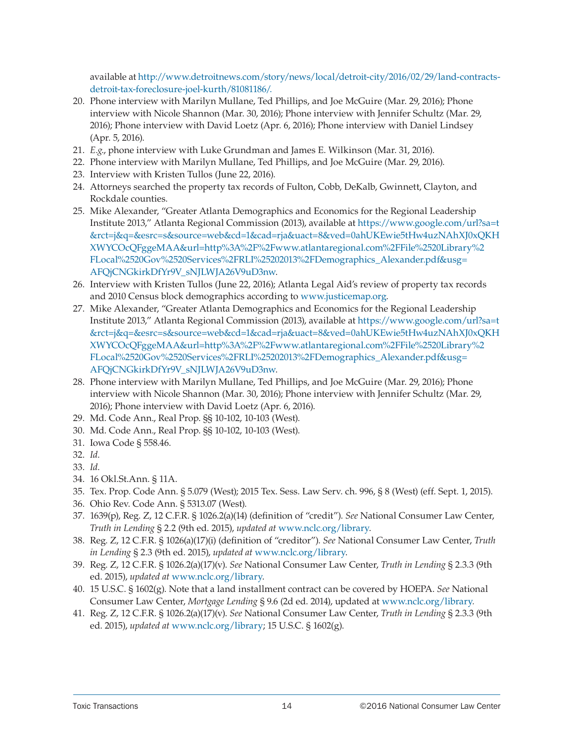available at http://www.detroitnews.com/story/news/local/detroit-city/2016/02/29/land-contracts-detroit-tax-foreclosure-joel-kurth/81081186/.

20. Phone interview with Marilyn Mullane, Ted Phillips, and Joe McGuire (Mar. 29, 2016); Phone interview with Nicole Shannon (Mar. 30, 2016); Phone interview with Jennifer Schultz (Mar. 29, 2016); Phone interview with David Loetz (Apr. 6, 2016); Phone interview with Daniel Lindsey (Apr. 5, 2016).
21. *E.g.*, phone interview with Luke Grundman and James E. Wilkinson (Mar. 31, 2016).
22. Phone interview with Marilyn Mullane, Ted Phillips, and Joe McGuire (Mar. 29, 2016).
23. Interview with Kristen Tullos (June 22, 2016).
24. Attorneys searched the property tax records of Fulton, Cobb, DeKalb, Gwinnett, Clayton, and Rockdale counties.
25. Mike Alexander, "Greater Atlanta Demographics and Economics for the Regional Leadership Institute 2013," Atlanta Regional Commission (2013), available at https://www.google.com/url?sa=t&rct=j&q=&esrc=s&source=web&cd=1&cad=rja&uact=8&ved=0ahUKEwie5tHw4uzNAhXJ0xQKHXWYCOcQFggeMAA&url=http%3A%2F%2Fwww.atlantaregional.com%2FFile%2520Library%2FLocal%2520Gov%2520Services%2FRLI%25202013%2FDemographics_Alexander.pdf&usg=AFQjCNGkirkDfYr9V_sNJLWJA26V9uD3nw.
26. Interview with Kristen Tullos (June 22, 2016); Atlanta Legal Aid's review of property tax records and 2010 Census block demographics according to www.justicemap.org.
27. Mike Alexander, "Greater Atlanta Demographics and Economics for the Regional Leadership Institute 2013," Atlanta Regional Commission (2013), available at https://www.google.com/url?sa=t&rct=j&q=&esrc=s&source=web&cd=1&cad=rja&uact=8&ved=0ahUKEwie5tHw4uzNAhXJ0xQKHXWYCOcQFggeMAA&url=http%3A%2F%2Fwww.atlantaregional.com%2FFile%2520Library%2FLocal%2520Gov%2520Services%2FRLI%25202013%2FDemographics_Alexander.pdf&usg=AFQjCNGkirkDfYr9V_sNJLWJA26V9uD3nw.
28. Phone interview with Marilyn Mullane, Ted Phillips, and Joe McGuire (Mar. 29, 2016); Phone interview with Nicole Shannon (Mar. 30, 2016); Phone interview with Jennifer Schultz (Mar. 29, 2016); Phone interview with David Loetz (Apr. 6, 2016).
29. Md. Code Ann., Real Prop. §§ 10-102, 10-103 (West).
30. Md. Code Ann., Real Prop. §§ 10-102, 10-103 (West).
31. Iowa Code § 558.46.
32. *Id*.
33. *Id*.
34. 16 Okl.St.Ann. § 11A.
35. Tex. Prop. Code Ann. § 5.079 (West); 2015 Tex. Sess. Law Serv. ch. 996, § 8 (West) (eff. Sept. 1, 2015).
36. Ohio Rev. Code Ann. § 5313.07 (West).
37. 1639(p), Reg. Z, 12 C.F.R. § 1026.2(a)(14) (definition of "credit"). *See* National Consumer Law Center, *Truth in Lending* § 2.2 (9th ed. 2015), *updated at* www.nclc.org/library.
38. Reg. Z, 12 C.F.R. § 1026(a)(17)(i) (definition of "creditor"). *See* National Consumer Law Center, *Truth in Lending* § 2.3 (9th ed. 2015), *updated at* www.nclc.org/library.
39. Reg. Z, 12 C.F.R. § 1026.2(a)(17)(v). *See* National Consumer Law Center, *Truth in Lending* § 2.3.3 (9th ed. 2015), *updated at* www.nclc.org/library.
40. 15 U.S.C. § 1602(g). Note that a land installment contract can be covered by HOEPA. *See* National Consumer Law Center, *Mortgage Lending* § 9.6 (2d ed. 2014), updated at www.nclc.org/library.
41. Reg. Z, 12 C.F.R. § 1026.2(a)(17)(v). *See* National Consumer Law Center, *Truth in Lending* § 2.3.3 (9th ed. 2015), *updated at* www.nclc.org/library; 15 U.S.C. § 1602(g).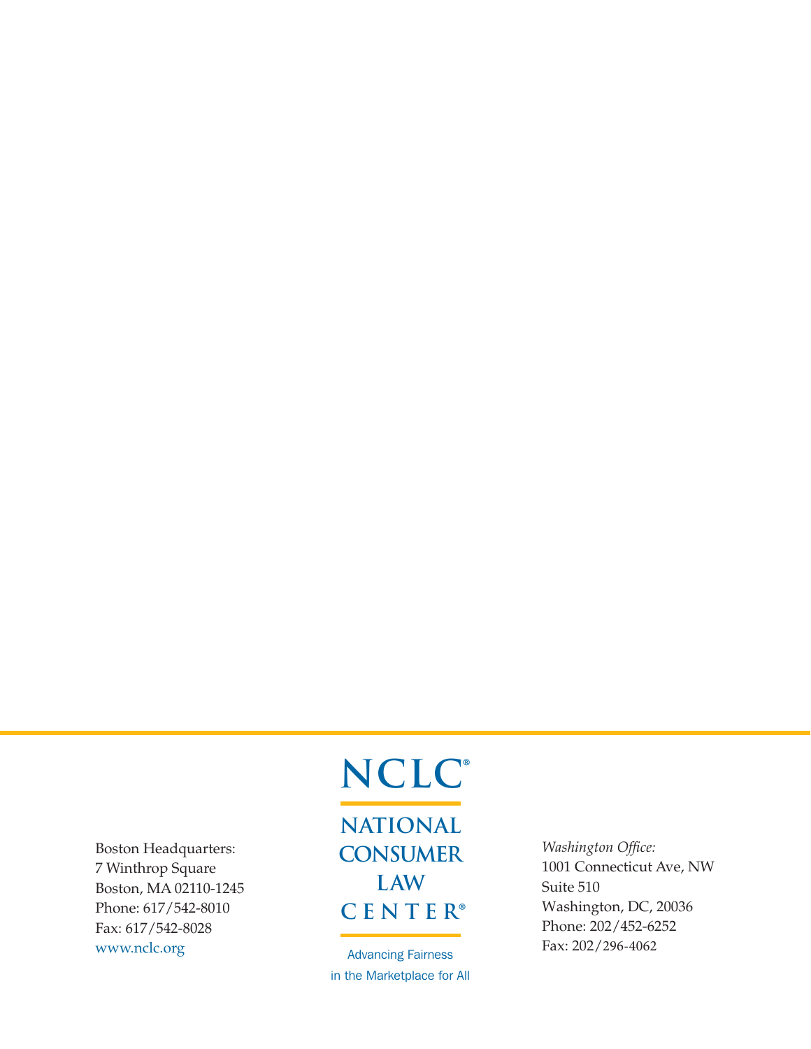Boston Headquarters:
7 Winthrop Square
Boston, MA 02110-1245
Phone: 617/542-8010
Fax: 617/542-8028
www.nclc.org

**NCLC®**

**NATIONAL CONSUMER LAW CENTER®**

Advancing Fairness in the Marketplace for All

*Washington Office:*
1001 Connecticut Ave, NW
Suite 510
Washington, DC, 20036
Phone: 202/452-6252
Fax: 202/296-4062